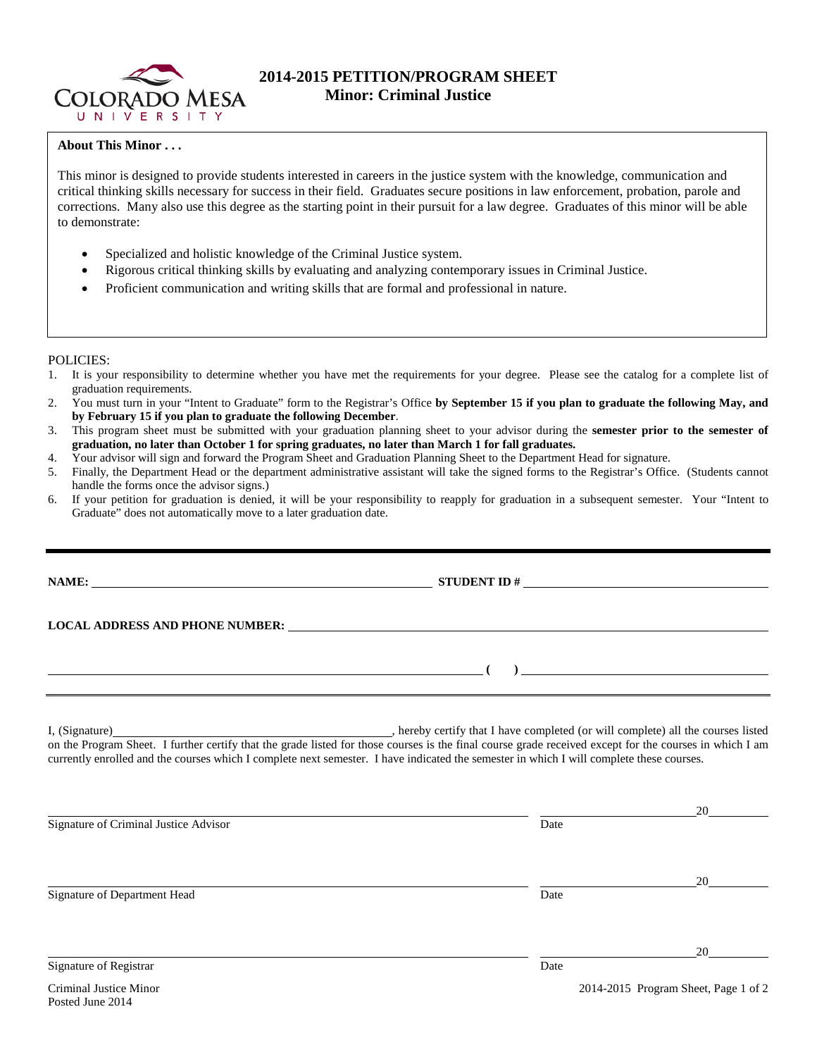# 2014-2015 PETITION/PROGRAM SHEET
## Minor: Criminal Justice

**About This Minor . . .**

This minor is designed to provide students interested in careers in the justice system with the knowledge, communication and critical thinking skills necessary for success in their field. Graduates secure positions in law enforcement, probation, parole and corrections. Many also use this degree as the starting point in their pursuit for a law degree. Graduates of this minor will be able to demonstrate:

- Specialized and holistic knowledge of the Criminal Justice system.
- Rigorous critical thinking skills by evaluating and analyzing contemporary issues in Criminal Justice.
- Proficient communication and writing skills that are formal and professional in nature.

POLICIES:

1. It is your responsibility to determine whether you have met the requirements for your degree. Please see the catalog for a complete list of graduation requirements.
2. You must turn in your "Intent to Graduate" form to the Registrar's Office **by September 15 if you plan to graduate the following May, and by February 15 if you plan to graduate the following December**.
3. This program sheet must be submitted with your graduation planning sheet to your advisor during the **semester prior to the semester of graduation, no later than October 1 for spring graduates, no later than March 1 for fall graduates.**
4. Your advisor will sign and forward the Program Sheet and Graduation Planning Sheet to the Department Head for signature.
5. Finally, the Department Head or the department administrative assistant will take the signed forms to the Registrar's Office. (Students cannot handle the forms once the advisor signs.)
6. If your petition for graduation is denied, it will be your responsibility to reapply for graduation in a subsequent semester. Your "Intent to Graduate" does not automatically move to a later graduation date.

---

**NAME:** ______________________________ **STUDENT ID #** ______________________________

**LOCAL ADDRESS AND PHONE NUMBER:** ______________________________

______________________________ **( )** ______________________________

I, (Signature)______________________________, hereby certify that I have completed (or will complete) all the courses listed on the Program Sheet. I further certify that the grade listed for those courses is the final course grade received except for the courses in which I am currently enrolled and the courses which I complete next semester. I have indicated the semester in which I will complete these courses.

______________________________ ______________ 20______
Signature of Criminal Justice Advisor Date

______________________________ ______________ 20______
Signature of Department Head Date

______________________________ ______________ 20______
Signature of Registrar Date

Criminal Justice Minor
Posted June 2014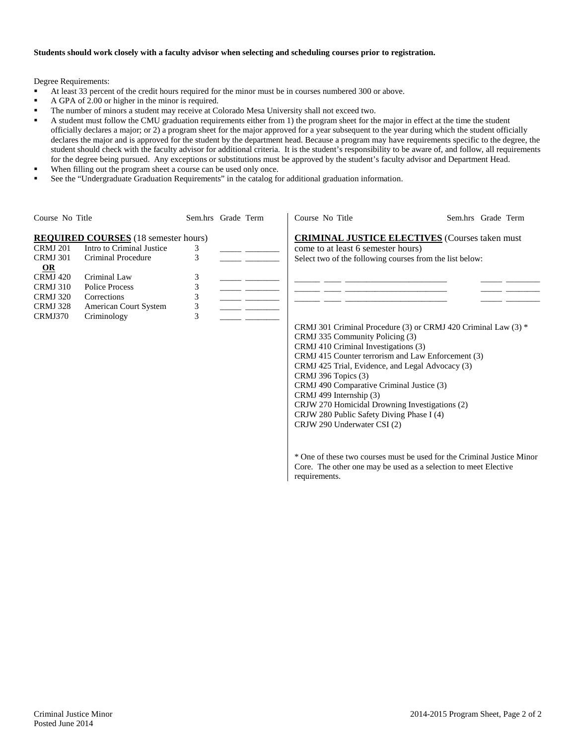**Students should work closely with a faculty advisor when selecting and scheduling courses prior to registration.**

Degree Requirements:

- At least 33 percent of the credit hours required for the minor must be in courses numbered 300 or above.
- A GPA of 2.00 or higher in the minor is required.
- The number of minors a student may receive at Colorado Mesa University shall not exceed two.
- A student must follow the CMU graduation requirements either from 1) the program sheet for the major in effect at the time the student officially declares a major; or 2) a program sheet for the major approved for a year subsequent to the year during which the student officially declares the major and is approved for the student by the department head. Because a program may have requirements specific to the degree, the student should check with the faculty advisor for additional criteria. It is the student's responsibility to be aware of, and follow, all requirements for the degree being pursued. Any exceptions or substitutions must be approved by the student's faculty advisor and Department Head.
- When filling out the program sheet a course can be used only once.
- See the "Undergraduate Graduation Requirements" in the catalog for additional graduation information.

**REQUIRED COURSES** (18 semester hours)

| Course No | Title | Sem.hrs | Grade | Term |
|---|---|---|---|---|
| CRMJ 201 | Intro to Criminal Justice | 3 | _____ | ________ |
| CRMJ 301 | Criminal Procedure | 3 | _____ | ________ |
| **OR** | | | | |
| CRMJ 420 | Criminal Law | 3 | _____ | ________ |
| CRMJ 310 | Police Process | 3 | _____ | ________ |
| CRMJ 320 | Corrections | 3 | _____ | ________ |
| CRMJ 328 | American Court System | 3 | _____ | ________ |
| CRMJ370 | Criminology | 3 | _____ | ________ |

**CRIMINAL JUSTICE ELECTIVES** (Courses taken must come to at least 6 semester hours)

Select two of the following courses from the list below:

| Course No | Title | Sem.hrs | Grade | Term |
|---|---|---|---|---|
| ______ ____ | ________________________ | | _____ | ________ |
| ______ ____ | ________________________ | | _____ | ________ |
| ______ ____ | ________________________ | | _____ | ________ |

CRMJ 301 Criminal Procedure (3) or CRMJ 420 Criminal Law (3) *
CRMJ 335 Community Policing (3)
CRMJ 410 Criminal Investigations (3)
CRMJ 415 Counter terrorism and Law Enforcement (3)
CRMJ 425 Trial, Evidence, and Legal Advocacy (3)
CRMJ 396 Topics (3)
CRMJ 490 Comparative Criminal Justice (3)
CRMJ 499 Internship (3)
CRJW 270 Homicidal Drowning Investigations (2)
CRJW 280 Public Safety Diving Phase I (4)
CRJW 290 Underwater CSI (2)

* One of these two courses must be used for the Criminal Justice Minor Core. The other one may be used as a selection to meet Elective requirements.

Criminal Justice Minor
Posted June 2014